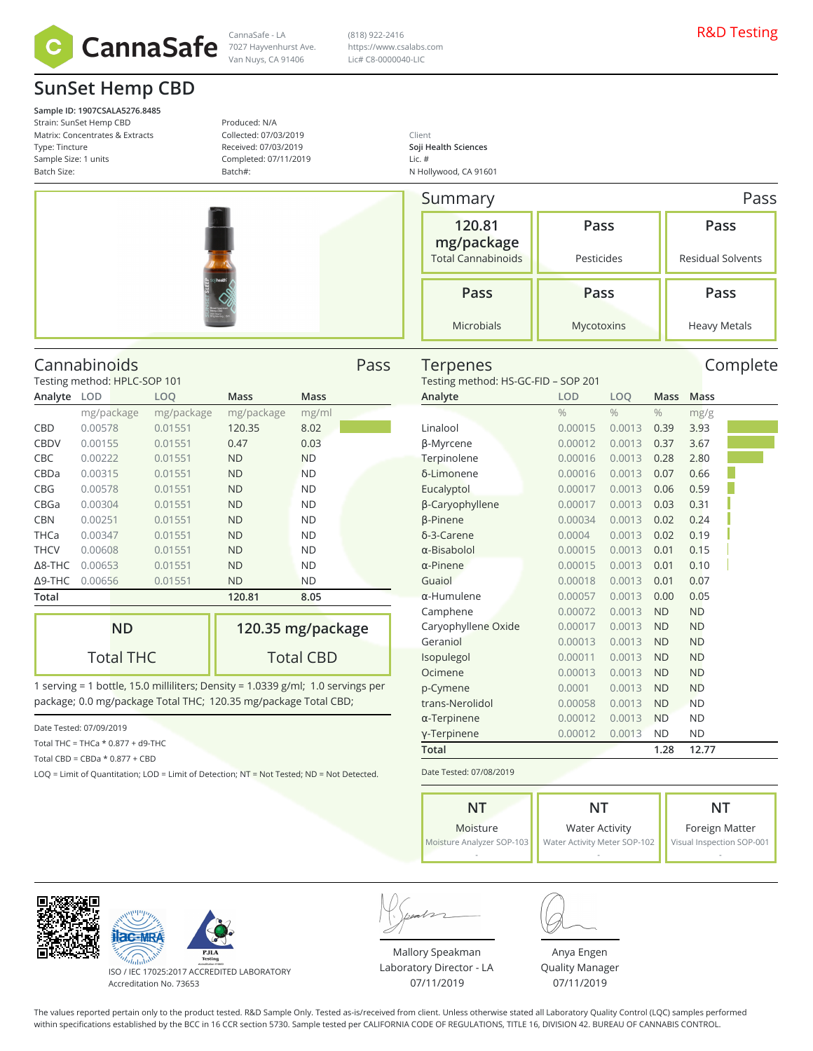CannaSafe - LA
7027 Hayvenhurst Ave.
Van Nuys, CA 91406

(818) 922-2416
https://www.csalabs.com
Lic# C8-0000040-LIC

R&D Testing

# SunSet Hemp CBD

**Sample ID: 1907CSALA5276.8485**
Strain: SunSet Hemp CBD
Matrix: Concentrates & Extracts
Type: Tincture
Sample Size: 1 units
Batch Size:

Produced: N/A
Collected: 07/03/2019
Received: 07/03/2019
Completed: 07/11/2019
Batch#:

Client
**Soji Health Sciences**
Lic. #
N Hollywood, CA 91601

## Summary — Pass

| 120.81 mg/package | Pass | Pass |
|---|---|---|
| Total Cannabinoids | Pesticides | Residual Solvents |
| **Pass** | **Pass** | **Pass** |
| Microbials | Mycotoxins | Heavy Metals |

## Cannabinoids — Pass

Testing method: HPLC-SOP 101

| Analyte | LOD | LOQ | Mass | Mass |
|---|---|---|---|---|
| | mg/package | mg/package | mg/package | mg/ml |
| CBD | 0.00578 | 0.01551 | 120.35 | 8.02 |
| CBDV | 0.00155 | 0.01551 | 0.47 | 0.03 |
| CBC | 0.00222 | 0.01551 | ND | ND |
| CBDa | 0.00315 | 0.01551 | ND | ND |
| CBG | 0.00578 | 0.01551 | ND | ND |
| CBGa | 0.00304 | 0.01551 | ND | ND |
| CBN | 0.00251 | 0.01551 | ND | ND |
| THCa | 0.00347 | 0.01551 | ND | ND |
| THCV | 0.00608 | 0.01551 | ND | ND |
| Δ8-THC | 0.00653 | 0.01551 | ND | ND |
| Δ9-THC | 0.00656 | 0.01551 | ND | ND |
| **Total** | | | **120.81** | **8.05** |

| ND | 120.35 mg/package |
|---|---|
| Total THC | Total CBD |

1 serving = 1 bottle, 15.0 milliliters; Density = 1.0339 g/ml; 1.0 servings per package; 0.0 mg/package Total THC; 120.35 mg/package Total CBD;

Date Tested: 07/09/2019
Total THC = THCa * 0.877 + d9-THC
Total CBD = CBDa * 0.877 + CBD
LOQ = Limit of Quantitation; LOD = Limit of Detection; NT = Not Tested; ND = Not Detected.

## Terpenes — Complete

Testing method: HS-GC-FID – SOP 201

| Analyte | LOD | LOQ | Mass | Mass |
|---|---|---|---|---|
| | % | % | % | mg/g |
| Linalool | 0.00015 | 0.0013 | 0.39 | 3.93 |
| β-Myrcene | 0.00012 | 0.0013 | 0.37 | 3.67 |
| Terpinolene | 0.00016 | 0.0013 | 0.28 | 2.80 |
| δ-Limonene | 0.00016 | 0.0013 | 0.07 | 0.66 |
| Eucalyptol | 0.00017 | 0.0013 | 0.06 | 0.59 |
| β-Caryophyllene | 0.00017 | 0.0013 | 0.03 | 0.31 |
| β-Pinene | 0.00034 | 0.0013 | 0.02 | 0.24 |
| δ-3-Carene | 0.0004 | 0.0013 | 0.02 | 0.19 |
| α-Bisabolol | 0.00015 | 0.0013 | 0.01 | 0.15 |
| α-Pinene | 0.00015 | 0.0013 | 0.01 | 0.10 |
| Guaiol | 0.00018 | 0.0013 | 0.01 | 0.07 |
| α-Humulene | 0.00057 | 0.0013 | 0.00 | 0.05 |
| Camphene | 0.00072 | 0.0013 | ND | ND |
| Caryophyllene Oxide | 0.00017 | 0.0013 | ND | ND |
| Geraniol | 0.00013 | 0.0013 | ND | ND |
| Isopulegol | 0.00011 | 0.0013 | ND | ND |
| Ocimene | 0.00013 | 0.0013 | ND | ND |
| p-Cymene | 0.0001 | 0.0013 | ND | ND |
| trans-Nerolidol | 0.00058 | 0.0013 | ND | ND |
| α-Terpinene | 0.00012 | 0.0013 | ND | ND |
| γ-Terpinene | 0.00012 | 0.0013 | ND | ND |
| **Total** | | | **1.28** | **12.77** |

Date Tested: 07/08/2019

| NT | NT | NT |
|---|---|---|
| Moisture | Water Activity | Foreign Matter |
| Moisture Analyzer SOP-103 | Water Activity Meter SOP-102 | Visual Inspection SOP-001 |
| - | - | - |

ISO / IEC 17025:2017 ACCREDITED LABORATORY
Accreditation No. 73653

Mallory Speakman
Laboratory Director - LA
07/11/2019

Anya Engen
Quality Manager
07/11/2019

The values reported pertain only to the product tested. R&D Sample Only. Tested as-is/received from client. Unless otherwise stated all Laboratory Quality Control (LQC) samples performed within specifications established by the BCC in 16 CCR section 5730. Sample tested per CALIFORNIA CODE OF REGULATIONS, TITLE 16, DIVISION 42. BUREAU OF CANNABIS CONTROL.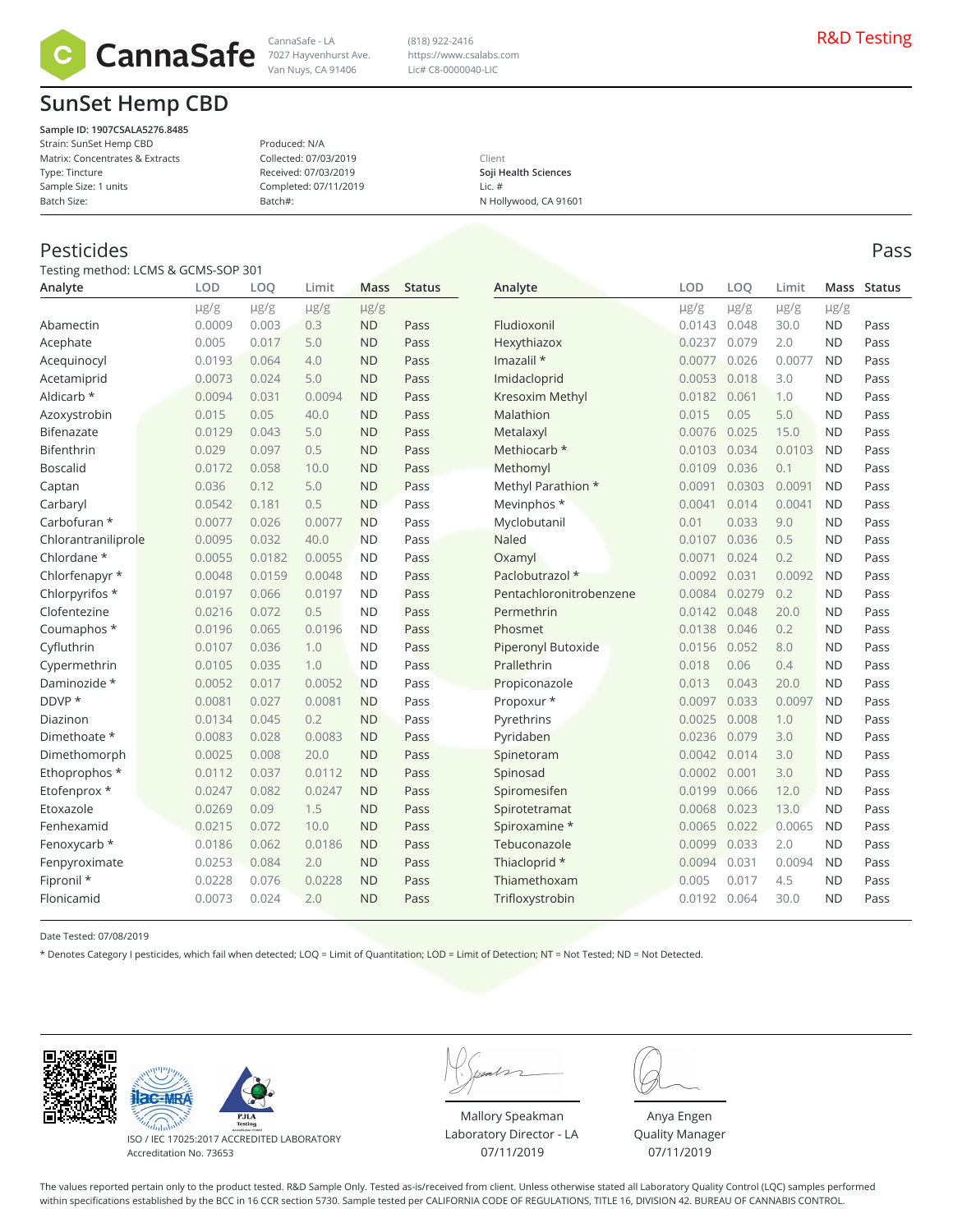CannaSafe

CannaSafe - LA
7027 Hayvenhurst Ave.
Van Nuys, CA 91406

(818) 922-2416
https://www.csalabs.com
Lic# C8-0000040-LIC

R&D Testing

# SunSet Hemp CBD

**Sample ID: 1907CSALA5276.8485**
Strain: SunSet Hemp CBD
Matrix: Concentrates & Extracts
Type: Tincture
Sample Size: 1 units
Batch Size:

Produced: N/A
Collected: 07/03/2019
Received: 07/03/2019
Completed: 07/11/2019
Batch#:

Client
**Soji Health Sciences**
Lic. #
N Hollywood, CA 91601

## Pesticides

Pass

Testing method: LCMS & GCMS-SOP 301

| Analyte | LOD | LOQ | Limit | Mass | Status |
|---|---|---|---|---|---|
| | µg/g | µg/g | µg/g | µg/g | |
| Abamectin | 0.0009 | 0.003 | 0.3 | ND | Pass |
| Acephate | 0.005 | 0.017 | 5.0 | ND | Pass |
| Acequinocyl | 0.0193 | 0.064 | 4.0 | ND | Pass |
| Acetamiprid | 0.0073 | 0.024 | 5.0 | ND | Pass |
| Aldicarb * | 0.0094 | 0.031 | 0.0094 | ND | Pass |
| Azoxystrobin | 0.015 | 0.05 | 40.0 | ND | Pass |
| Bifenazate | 0.0129 | 0.043 | 5.0 | ND | Pass |
| Bifenthrin | 0.029 | 0.097 | 0.5 | ND | Pass |
| Boscalid | 0.0172 | 0.058 | 10.0 | ND | Pass |
| Captan | 0.036 | 0.12 | 5.0 | ND | Pass |
| Carbaryl | 0.0542 | 0.181 | 0.5 | ND | Pass |
| Carbofuran * | 0.0077 | 0.026 | 0.0077 | ND | Pass |
| Chlorantraniliprole | 0.0095 | 0.032 | 40.0 | ND | Pass |
| Chlordane * | 0.0055 | 0.0182 | 0.0055 | ND | Pass |
| Chlorfenapyr * | 0.0048 | 0.0159 | 0.0048 | ND | Pass |
| Chlorpyrifos * | 0.0197 | 0.066 | 0.0197 | ND | Pass |
| Clofentezine | 0.0216 | 0.072 | 0.5 | ND | Pass |
| Coumaphos * | 0.0196 | 0.065 | 0.0196 | ND | Pass |
| Cyfluthrin | 0.0107 | 0.036 | 1.0 | ND | Pass |
| Cypermethrin | 0.0105 | 0.035 | 1.0 | ND | Pass |
| Daminozide * | 0.0052 | 0.017 | 0.0052 | ND | Pass |
| DDVP * | 0.0081 | 0.027 | 0.0081 | ND | Pass |
| Diazinon | 0.0134 | 0.045 | 0.2 | ND | Pass |
| Dimethoate * | 0.0083 | 0.028 | 0.0083 | ND | Pass |
| Dimethomorph | 0.0025 | 0.008 | 20.0 | ND | Pass |
| Ethoprophos * | 0.0112 | 0.037 | 0.0112 | ND | Pass |
| Etofenprox * | 0.0247 | 0.082 | 0.0247 | ND | Pass |
| Etoxazole | 0.0269 | 0.09 | 1.5 | ND | Pass |
| Fenhexamid | 0.0215 | 0.072 | 10.0 | ND | Pass |
| Fenoxycarb * | 0.0186 | 0.062 | 0.0186 | ND | Pass |
| Fenpyroximate | 0.0253 | 0.084 | 2.0 | ND | Pass |
| Fipronil * | 0.0228 | 0.076 | 0.0228 | ND | Pass |
| Flonicamid | 0.0073 | 0.024 | 2.0 | ND | Pass |
| Fludioxonil | 0.0143 | 0.048 | 30.0 | ND | Pass |
| Hexythiazox | 0.0237 | 0.079 | 2.0 | ND | Pass |
| Imazalil * | 0.0077 | 0.026 | 0.0077 | ND | Pass |
| Imidacloprid | 0.0053 | 0.018 | 3.0 | ND | Pass |
| Kresoxim Methyl | 0.0182 | 0.061 | 1.0 | ND | Pass |
| Malathion | 0.015 | 0.05 | 5.0 | ND | Pass |
| Metalaxyl | 0.0076 | 0.025 | 15.0 | ND | Pass |
| Methiocarb * | 0.0103 | 0.034 | 0.0103 | ND | Pass |
| Methomyl | 0.0109 | 0.036 | 0.1 | ND | Pass |
| Methyl Parathion * | 0.0091 | 0.0303 | 0.0091 | ND | Pass |
| Mevinphos * | 0.0041 | 0.014 | 0.0041 | ND | Pass |
| Myclobutanil | 0.01 | 0.033 | 9.0 | ND | Pass |
| Naled | 0.0107 | 0.036 | 0.5 | ND | Pass |
| Oxamyl | 0.0071 | 0.024 | 0.2 | ND | Pass |
| Paclobutrazol * | 0.0092 | 0.031 | 0.0092 | ND | Pass |
| Pentachloronitrobenzene | 0.0084 | 0.0279 | 0.2 | ND | Pass |
| Permethrin | 0.0142 | 0.048 | 20.0 | ND | Pass |
| Phosmet | 0.0138 | 0.046 | 0.2 | ND | Pass |
| Piperonyl Butoxide | 0.0156 | 0.052 | 8.0 | ND | Pass |
| Prallethrin | 0.018 | 0.06 | 0.4 | ND | Pass |
| Propiconazole | 0.013 | 0.043 | 20.0 | ND | Pass |
| Propoxur * | 0.0097 | 0.033 | 0.0097 | ND | Pass |
| Pyrethrins | 0.0025 | 0.008 | 1.0 | ND | Pass |
| Pyridaben | 0.0236 | 0.079 | 3.0 | ND | Pass |
| Spinetoram | 0.0042 | 0.014 | 3.0 | ND | Pass |
| Spinosad | 0.0002 | 0.001 | 3.0 | ND | Pass |
| Spiromesifen | 0.0199 | 0.066 | 12.0 | ND | Pass |
| Spirotetramat | 0.0068 | 0.023 | 13.0 | ND | Pass |
| Spiroxamine * | 0.0065 | 0.022 | 0.0065 | ND | Pass |
| Tebuconazole | 0.0099 | 0.033 | 2.0 | ND | Pass |
| Thiacloprid * | 0.0094 | 0.031 | 0.0094 | ND | Pass |
| Thiamethoxam | 0.005 | 0.017 | 4.5 | ND | Pass |
| Trifloxystrobin | 0.0192 | 0.064 | 30.0 | ND | Pass |

Date Tested: 07/08/2019

* Denotes Category I pesticides, which fail when detected; LOQ = Limit of Quantitation; LOD = Limit of Detection; NT = Not Tested; ND = Not Detected.

ISO / IEC 17025:2017 ACCREDITED LABORATORY
Accreditation No. 73653

Mallory Speakman
Laboratory Director - LA
07/11/2019

Anya Engen
Quality Manager
07/11/2019

The values reported pertain only to the product tested. R&D Sample Only. Tested as-is/received from client. Unless otherwise stated all Laboratory Quality Control (LQC) samples performed within specifications established by the BCC in 16 CCR section 5730. Sample tested per CALIFORNIA CODE OF REGULATIONS, TITLE 16, DIVISION 42. BUREAU OF CANNABIS CONTROL.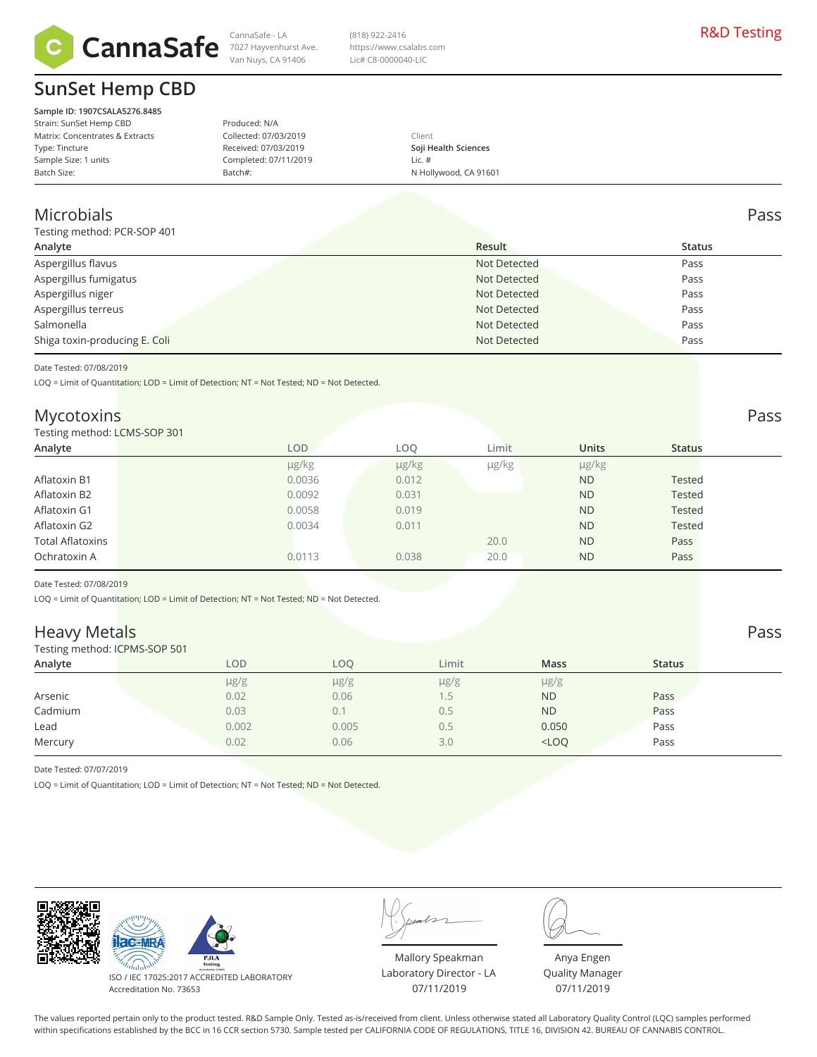CannaSafe - LA
7027 Hayvenhurst Ave.
Van Nuys, CA 91406

(818) 922-2416
https://www.csalabs.com
Lic# C8-0000040-LIC

R&D Testing

# SunSet Hemp CBD

**Sample ID: 1907CSALA5276.8485**
Strain: SunSet Hemp CBD
Matrix: Concentrates & Extracts
Type: Tincture
Sample Size: 1 units
Batch Size:

Produced: N/A
Collected: 07/03/2019
Received: 07/03/2019
Completed: 07/11/2019
Batch#:

Client
**Soji Health Sciences**
Lic. #
N Hollywood, CA 91601

## Microbials — Pass

Testing method: PCR-SOP 401

| Analyte | Result | Status |
|---|---|---|
| Aspergillus flavus | Not Detected | Pass |
| Aspergillus fumigatus | Not Detected | Pass |
| Aspergillus niger | Not Detected | Pass |
| Aspergillus terreus | Not Detected | Pass |
| Salmonella | Not Detected | Pass |
| Shiga toxin-producing E. Coli | Not Detected | Pass |

Date Tested: 07/08/2019

LOQ = Limit of Quantitation; LOD = Limit of Detection; NT = Not Tested; ND = Not Detected.

## Mycotoxins — Pass

Testing method: LCMS-SOP 301

| Analyte | LOD | LOQ | Limit | Units | Status |
|---|---|---|---|---|---|
| | μg/kg | μg/kg | μg/kg | μg/kg | |
| Aflatoxin B1 | 0.0036 | 0.012 | | ND | Tested |
| Aflatoxin B2 | 0.0092 | 0.031 | | ND | Tested |
| Aflatoxin G1 | 0.0058 | 0.019 | | ND | Tested |
| Aflatoxin G2 | 0.0034 | 0.011 | | ND | Tested |
| Total Aflatoxins | | | 20.0 | ND | Pass |
| Ochratoxin A | 0.0113 | 0.038 | 20.0 | ND | Pass |

Date Tested: 07/08/2019

LOQ = Limit of Quantitation; LOD = Limit of Detection; NT = Not Tested; ND = Not Detected.

## Heavy Metals — Pass

Testing method: ICPMS-SOP 501

| Analyte | LOD | LOQ | Limit | Mass | Status |
|---|---|---|---|---|---|
| | μg/g | μg/g | μg/g | μg/g | |
| Arsenic | 0.02 | 0.06 | 1.5 | ND | Pass |
| Cadmium | 0.03 | 0.1 | 0.5 | ND | Pass |
| Lead | 0.002 | 0.005 | 0.5 | 0.050 | Pass |
| Mercury | 0.02 | 0.06 | 3.0 | <LOQ | Pass |

Date Tested: 07/07/2019

LOQ = Limit of Quantitation; LOD = Limit of Detection; NT = Not Tested; ND = Not Detected.

ISO / IEC 17025:2017 ACCREDITED LABORATORY
Accreditation No. 73653

Mallory Speakman
Laboratory Director - LA
07/11/2019

Anya Engen
Quality Manager
07/11/2019

The values reported pertain only to the product tested. R&D Sample Only. Tested as-is/received from client. Unless otherwise stated all Laboratory Quality Control (LQC) samples performed within specifications established by the BCC in 16 CCR section 5730. Sample tested per CALIFORNIA CODE OF REGULATIONS, TITLE 16, DIVISION 42. BUREAU OF CANNABIS CONTROL.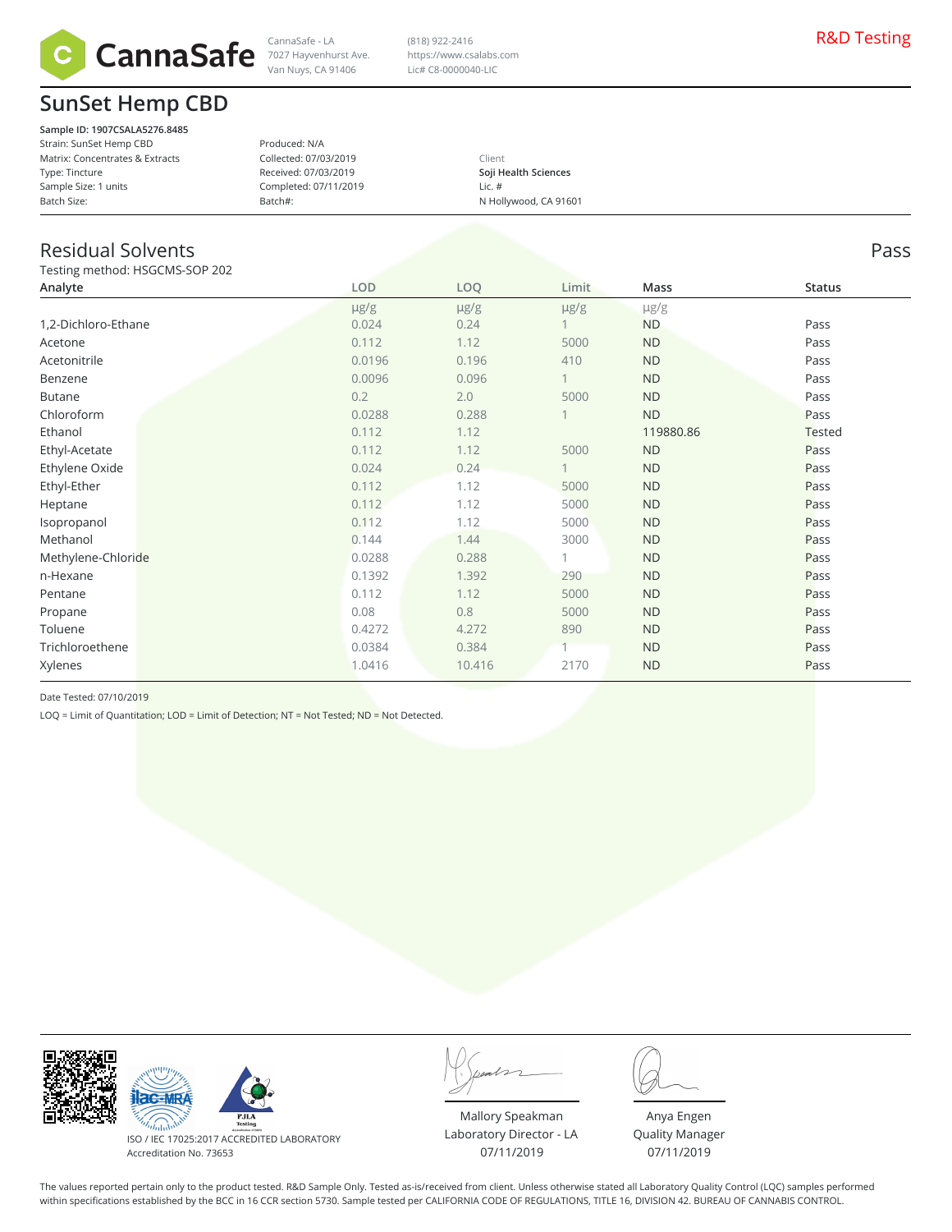CannaSafe

CannaSafe - LA
7027 Hayvenhurst Ave.
Van Nuys, CA 91406

(818) 922-2416
https://www.csalabs.com
Lic# C8-0000040-LIC

R&D Testing

# SunSet Hemp CBD

**Sample ID: 1907CSALA5276.8485**
Strain: SunSet Hemp CBD
Matrix: Concentrates & Extracts
Type: Tincture
Sample Size: 1 units
Batch Size:

Produced: N/A
Collected: 07/03/2019
Received: 07/03/2019
Completed: 07/11/2019
Batch#:

Client
**Soji Health Sciences**
Lic. #
N Hollywood, CA 91601

## Residual Solvents

Pass

Testing method: HSGCMS-SOP 202

| Analyte | LOD | LOQ | Limit | Mass | Status |
|---|---|---|---|---|---|
| | μg/g | μg/g | μg/g | μg/g | |
| 1,2-Dichloro-Ethane | 0.024 | 0.24 | 1 | ND | Pass |
| Acetone | 0.112 | 1.12 | 5000 | ND | Pass |
| Acetonitrile | 0.0196 | 0.196 | 410 | ND | Pass |
| Benzene | 0.0096 | 0.096 | 1 | ND | Pass |
| Butane | 0.2 | 2.0 | 5000 | ND | Pass |
| Chloroform | 0.0288 | 0.288 | 1 | ND | Pass |
| Ethanol | 0.112 | 1.12 | | 119880.86 | Tested |
| Ethyl-Acetate | 0.112 | 1.12 | 5000 | ND | Pass |
| Ethylene Oxide | 0.024 | 0.24 | 1 | ND | Pass |
| Ethyl-Ether | 0.112 | 1.12 | 5000 | ND | Pass |
| Heptane | 0.112 | 1.12 | 5000 | ND | Pass |
| Isopropanol | 0.112 | 1.12 | 5000 | ND | Pass |
| Methanol | 0.144 | 1.44 | 3000 | ND | Pass |
| Methylene-Chloride | 0.0288 | 0.288 | 1 | ND | Pass |
| n-Hexane | 0.1392 | 1.392 | 290 | ND | Pass |
| Pentane | 0.112 | 1.12 | 5000 | ND | Pass |
| Propane | 0.08 | 0.8 | 5000 | ND | Pass |
| Toluene | 0.4272 | 4.272 | 890 | ND | Pass |
| Trichloroethene | 0.0384 | 0.384 | 1 | ND | Pass |
| Xylenes | 1.0416 | 10.416 | 2170 | ND | Pass |

Date Tested: 07/10/2019

LOQ = Limit of Quantitation; LOD = Limit of Detection; NT = Not Tested; ND = Not Detected.

ISO / IEC 17025:2017 ACCREDITED LABORATORY
Accreditation No. 73653

Mallory Speakman
Laboratory Director - LA
07/11/2019

Anya Engen
Quality Manager
07/11/2019

The values reported pertain only to the product tested. R&D Sample Only. Tested as-is/received from client. Unless otherwise stated all Laboratory Quality Control (LQC) samples performed within specifications established by the BCC in 16 CCR section 5730. Sample tested per CALIFORNIA CODE OF REGULATIONS, TITLE 16, DIVISION 42. BUREAU OF CANNABIS CONTROL.